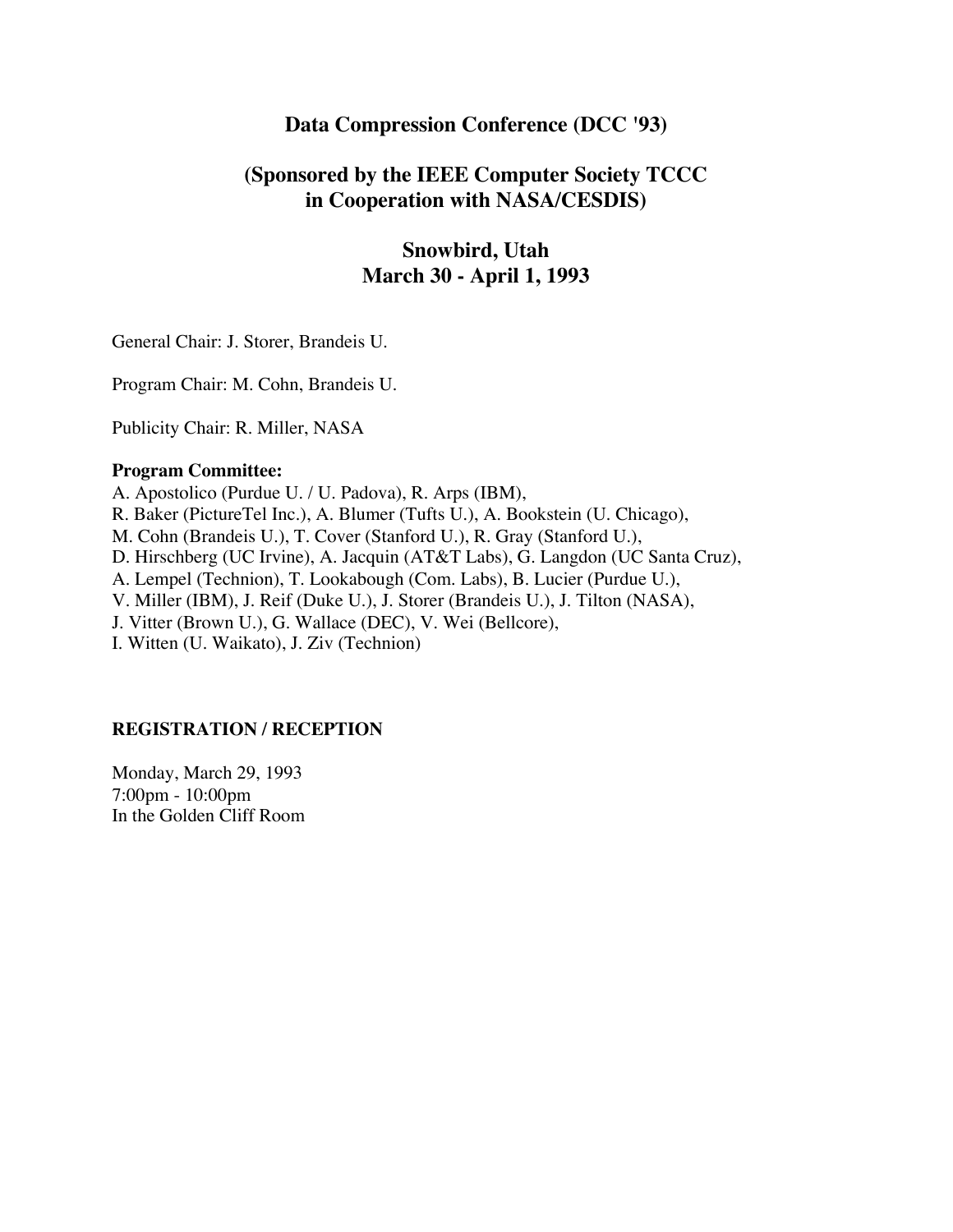# Data Compression Conference (DCC '93)

## (Sponsored by the IEEE Computer Society TCCC in Cooperation with NASA/CESDIS)

## Snowbird, Utah
## March 30 - April 1, 1993

General Chair: J. Storer, Brandeis U.

Program Chair: M. Cohn, Brandeis U.

Publicity Chair: R. Miller, NASA

**Program Committee:**
A. Apostolico (Purdue U. / U. Padova), R. Arps (IBM),
R. Baker (PictureTel Inc.), A. Blumer (Tufts U.), A. Bookstein (U. Chicago),
M. Cohn (Brandeis U.), T. Cover (Stanford U.), R. Gray (Stanford U.),
D. Hirschberg (UC Irvine), A. Jacquin (AT&T Labs), G. Langdon (UC Santa Cruz),
A. Lempel (Technion), T. Lookabough (Com. Labs), B. Lucier (Purdue U.),
V. Miller (IBM), J. Reif (Duke U.), J. Storer (Brandeis U.), J. Tilton (NASA),
J. Vitter (Brown U.), G. Wallace (DEC), V. Wei (Bellcore),
I. Witten (U. Waikato), J. Ziv (Technion)

**REGISTRATION / RECEPTION**

Monday, March 29, 1993
7:00pm - 10:00pm
In the Golden Cliff Room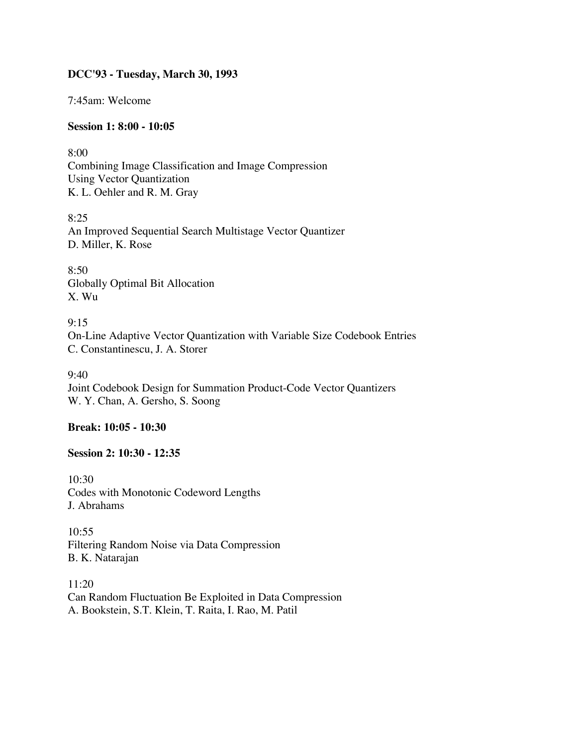**DCC'93 - Tuesday, March 30, 1993**

7:45am: Welcome

**Session 1: 8:00 - 10:05**

8:00
Combining Image Classification and Image Compression
Using Vector Quantization
K. L. Oehler and R. M. Gray

8:25
An Improved Sequential Search Multistage Vector Quantizer
D. Miller, K. Rose

8:50
Globally Optimal Bit Allocation
X. Wu

9:15
On-Line Adaptive Vector Quantization with Variable Size Codebook Entries
C. Constantinescu, J. A. Storer

9:40
Joint Codebook Design for Summation Product-Code Vector Quantizers
W. Y. Chan, A. Gersho, S. Soong

**Break: 10:05 - 10:30**

**Session 2: 10:30 - 12:35**

10:30
Codes with Monotonic Codeword Lengths
J. Abrahams

10:55
Filtering Random Noise via Data Compression
B. K. Natarajan

11:20
Can Random Fluctuation Be Exploited in Data Compression
A. Bookstein, S.T. Klein, T. Raita, I. Rao, M. Patil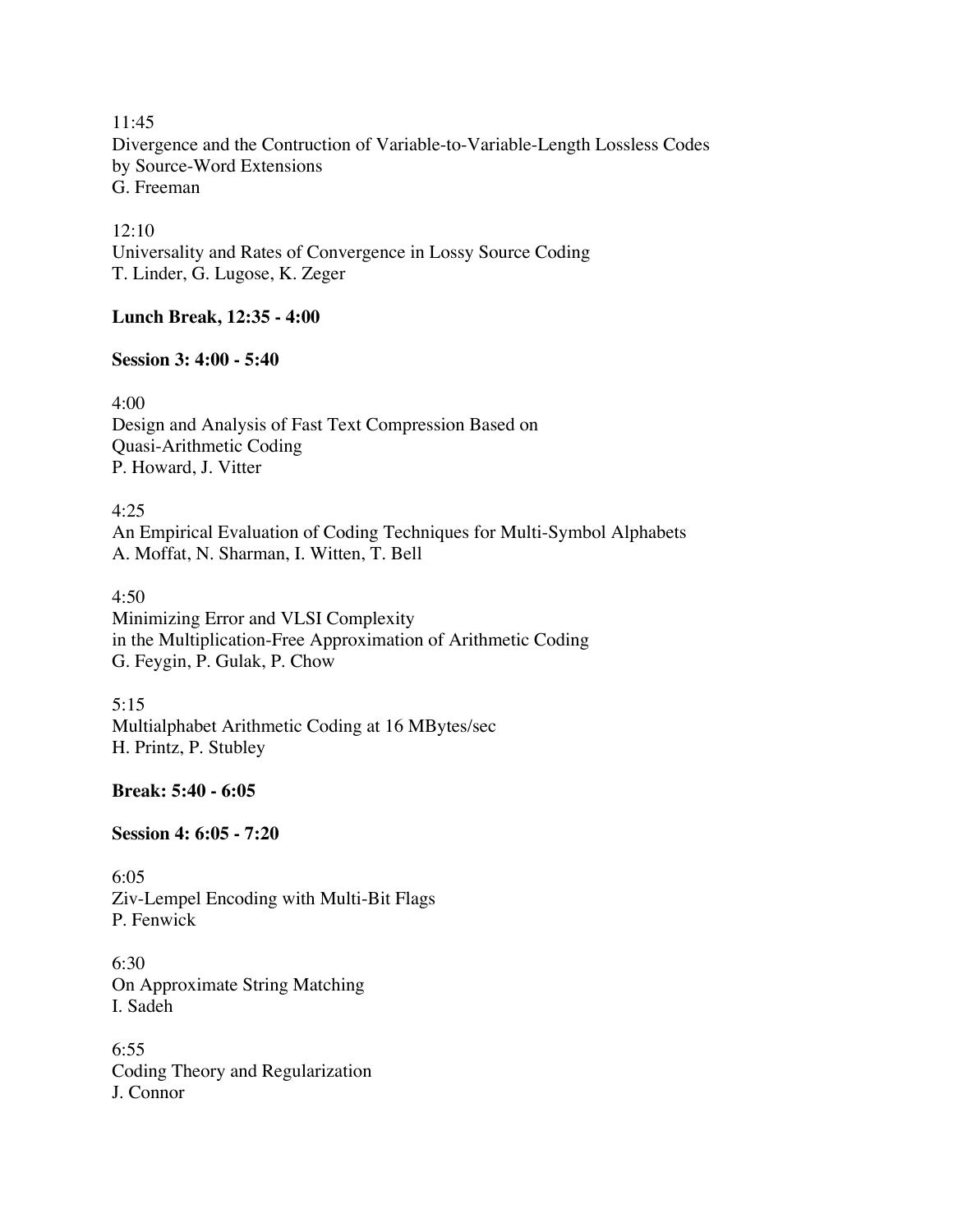11:45
Divergence and the Contruction of Variable-to-Variable-Length Lossless Codes by Source-Word Extensions
G. Freeman

12:10
Universality and Rates of Convergence in Lossy Source Coding
T. Linder, G. Lugose, K. Zeger

**Lunch Break, 12:35 - 4:00**

**Session 3: 4:00 - 5:40**

4:00
Design and Analysis of Fast Text Compression Based on Quasi-Arithmetic Coding
P. Howard, J. Vitter

4:25
An Empirical Evaluation of Coding Techniques for Multi-Symbol Alphabets
A. Moffat, N. Sharman, I. Witten, T. Bell

4:50
Minimizing Error and VLSI Complexity in the Multiplication-Free Approximation of Arithmetic Coding
G. Feygin, P. Gulak, P. Chow

5:15
Multialphabet Arithmetic Coding at 16 MBytes/sec
H. Printz, P. Stubley

**Break: 5:40 - 6:05**

**Session 4: 6:05 - 7:20**

6:05
Ziv-Lempel Encoding with Multi-Bit Flags
P. Fenwick

6:30
On Approximate String Matching
I. Sadeh

6:55
Coding Theory and Regularization
J. Connor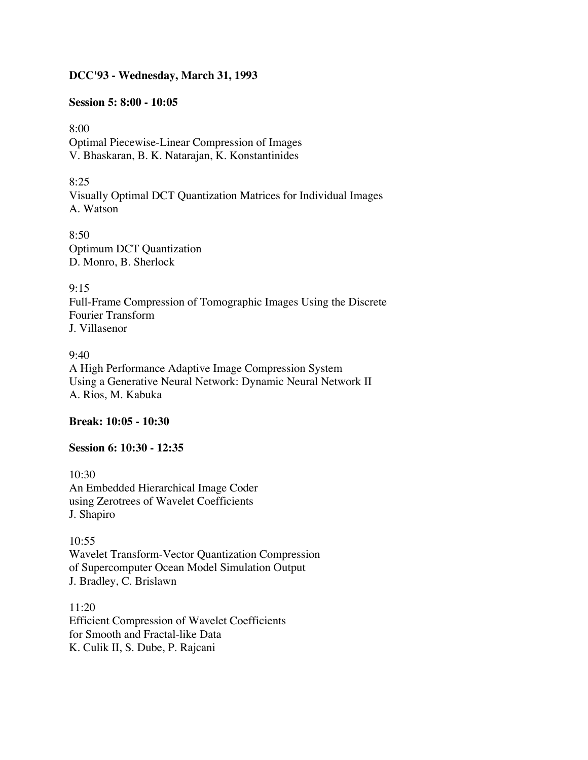**DCC'93 - Wednesday, March 31, 1993**

**Session 5: 8:00 - 10:05**

8:00
Optimal Piecewise-Linear Compression of Images
V. Bhaskaran, B. K. Natarajan, K. Konstantinides

8:25
Visually Optimal DCT Quantization Matrices for Individual Images
A. Watson

8:50
Optimum DCT Quantization
D. Monro, B. Sherlock

9:15
Full-Frame Compression of Tomographic Images Using the Discrete Fourier Transform
J. Villasenor

9:40
A High Performance Adaptive Image Compression System Using a Generative Neural Network: Dynamic Neural Network II
A. Rios, M. Kabuka

**Break: 10:05 - 10:30**

**Session 6: 10:30 - 12:35**

10:30
An Embedded Hierarchical Image Coder using Zerotrees of Wavelet Coefficients
J. Shapiro

10:55
Wavelet Transform-Vector Quantization Compression of Supercomputer Ocean Model Simulation Output
J. Bradley, C. Brislawn

11:20
Efficient Compression of Wavelet Coefficients for Smooth and Fractal-like Data
K. Culik II, S. Dube, P. Rajcani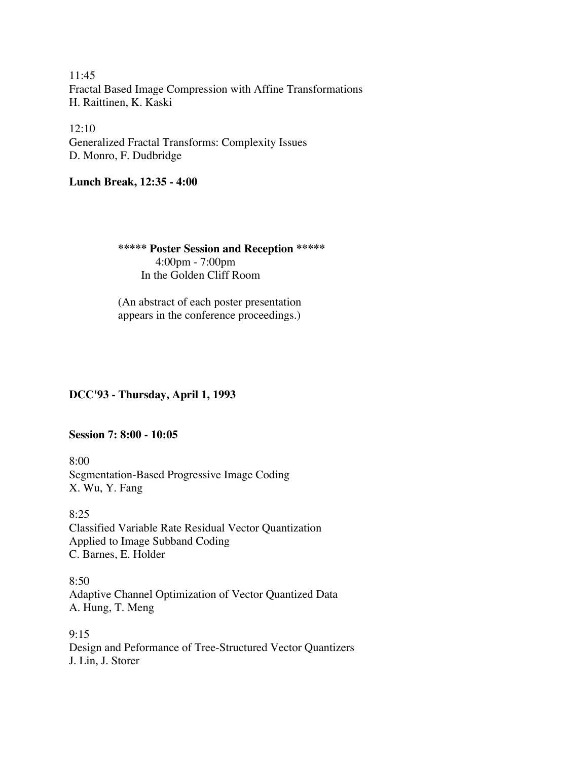11:45
Fractal Based Image Compression with Affine Transformations
H. Raittinen, K. Kaski

12:10
Generalized Fractal Transforms: Complexity Issues
D. Monro, F. Dudbridge

**Lunch Break, 12:35 - 4:00**

**\*\*\*\*\* Poster Session and Reception \*\*\*\*\***
4:00pm - 7:00pm
In the Golden Cliff Room

(An abstract of each poster presentation appears in the conference proceedings.)

**DCC'93 - Thursday, April 1, 1993**

**Session 7: 8:00 - 10:05**

8:00
Segmentation-Based Progressive Image Coding
X. Wu, Y. Fang

8:25
Classified Variable Rate Residual Vector Quantization
Applied to Image Subband Coding
C. Barnes, E. Holder

8:50
Adaptive Channel Optimization of Vector Quantized Data
A. Hung, T. Meng

9:15
Design and Peformance of Tree-Structured Vector Quantizers
J. Lin, J. Storer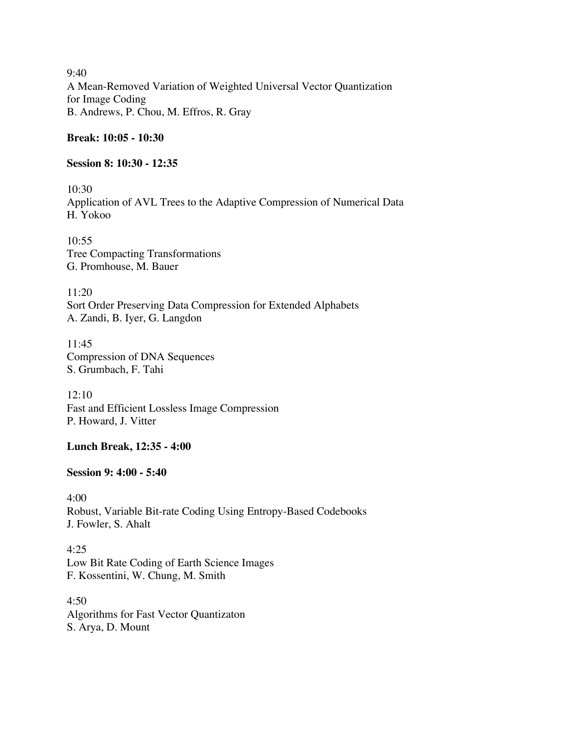9:40
A Mean-Removed Variation of Weighted Universal Vector Quantization for Image Coding
B. Andrews, P. Chou, M. Effros, R. Gray

**Break: 10:05 - 10:30**

**Session 8: 10:30 - 12:35**

10:30
Application of AVL Trees to the Adaptive Compression of Numerical Data
H. Yokoo

10:55
Tree Compacting Transformations
G. Promhouse, M. Bauer

11:20
Sort Order Preserving Data Compression for Extended Alphabets
A. Zandi, B. Iyer, G. Langdon

11:45
Compression of DNA Sequences
S. Grumbach, F. Tahi

12:10
Fast and Efficient Lossless Image Compression
P. Howard, J. Vitter

**Lunch Break, 12:35 - 4:00**

**Session 9: 4:00 - 5:40**

4:00
Robust, Variable Bit-rate Coding Using Entropy-Based Codebooks
J. Fowler, S. Ahalt

4:25
Low Bit Rate Coding of Earth Science Images
F. Kossentini, W. Chung, M. Smith

4:50
Algorithms for Fast Vector Quantizaton
S. Arya, D. Mount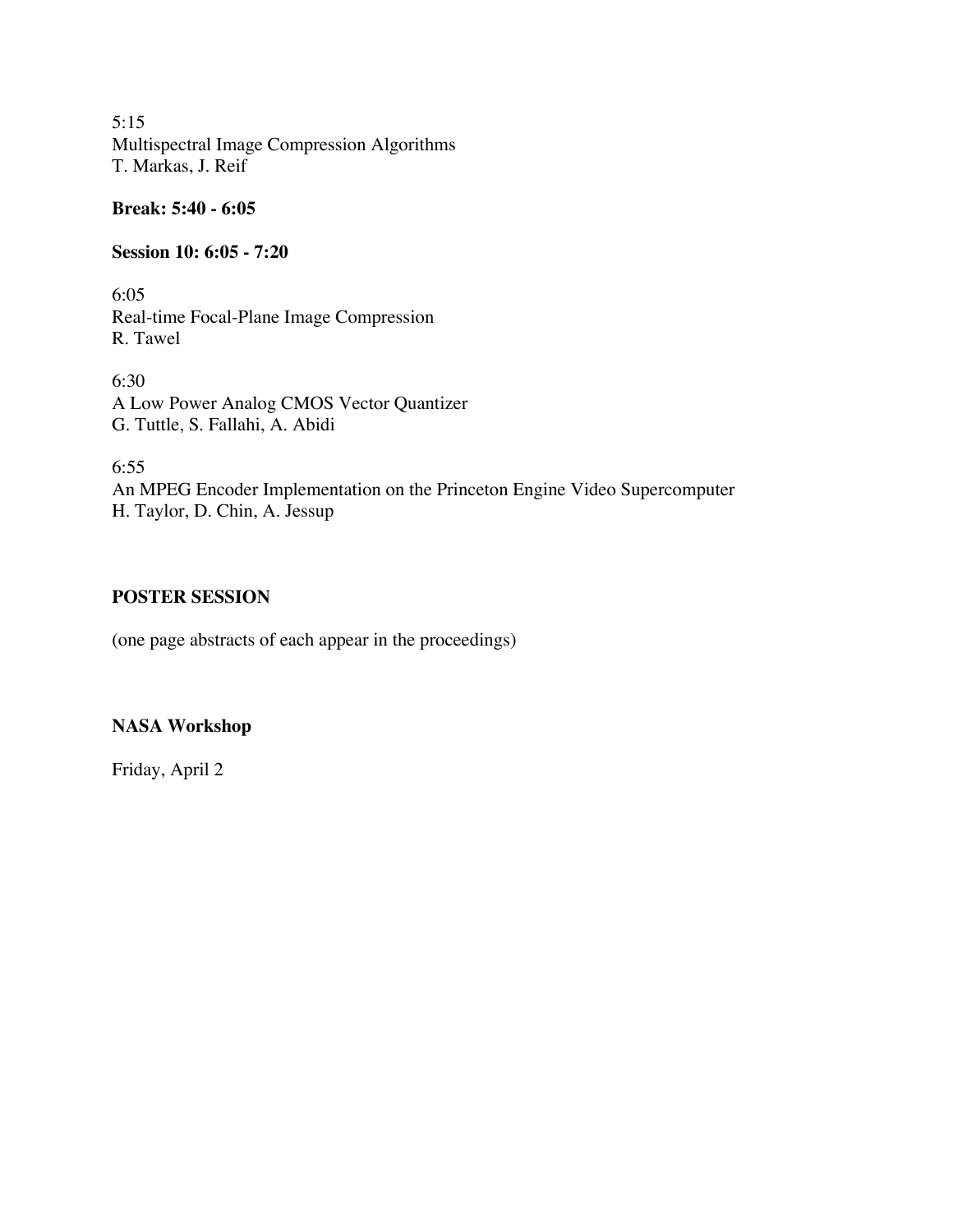5:15
Multispectral Image Compression Algorithms
T. Markas, J. Reif

**Break: 5:40 - 6:05**

**Session 10: 6:05 - 7:20**

6:05
Real-time Focal-Plane Image Compression
R. Tawel

6:30
A Low Power Analog CMOS Vector Quantizer
G. Tuttle, S. Fallahi, A. Abidi

6:55
An MPEG Encoder Implementation on the Princeton Engine Video Supercomputer
H. Taylor, D. Chin, A. Jessup

**POSTER SESSION**

(one page abstracts of each appear in the proceedings)

**NASA Workshop**

Friday, April 2